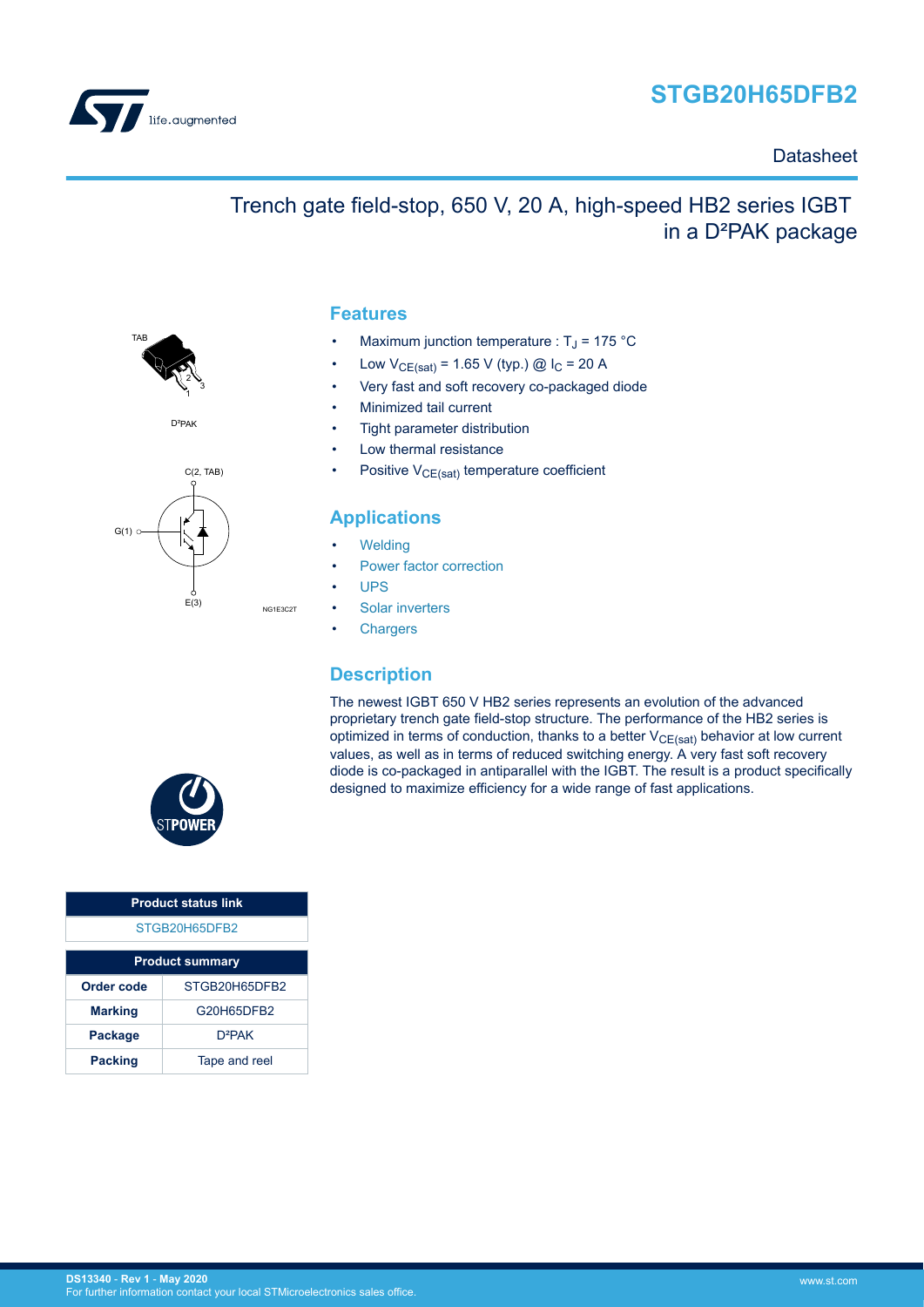# STGB20H65DFB2

Datasheet

## Trench gate field-stop, 650 V, 20 A, high-speed HB2 series IGBT in a D²PAK package

TAB

D²PAK

C(2, TAB)

G(1)

E(3)

NG1E3C2T

## Features

- Maximum junction temperature : $T_J$ = 175 °C
- Low $V_{CE(sat)}$ = 1.65 V (typ.) @ $I_C$ = 20 A
- Very fast and soft recovery co-packaged diode
- Minimized tail current
- Tight parameter distribution
- Low thermal resistance
- Positive $V_{CE(sat)}$ temperature coefficient

## Applications

- Welding
- Power factor correction
- UPS
- Solar inverters
- Chargers

## Description

The newest IGBT 650 V HB2 series represents an evolution of the advanced proprietary trench gate field-stop structure. The performance of the HB2 series is optimized in terms of conduction, thanks to a better $V_{CE(sat)}$ behavior at low current values, as well as in terms of reduced switching energy. A very fast soft recovery diode is co-packaged in antiparallel with the IGBT. The result is a product specifically designed to maximize efficiency for a wide range of fast applications.

| Product status link |
| --- |
| STGB20H65DFB2 |

| Product summary | |
| --- | --- |
| **Order code** | STGB20H65DFB2 |
| **Marking** | G20H65DFB2 |
| **Package** | D²PAK |
| **Packing** | Tape and reel |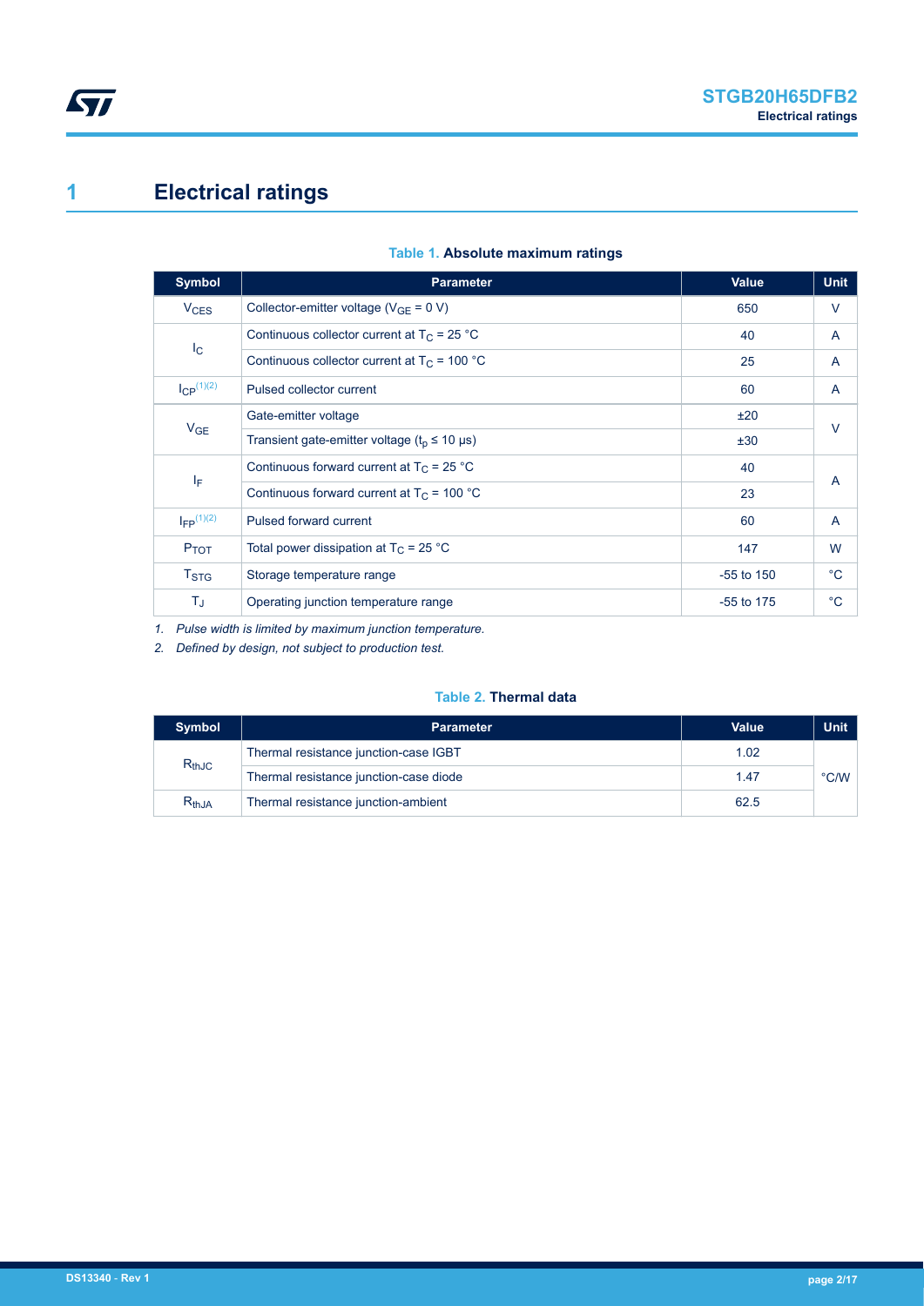# 1 Electrical ratings

**Table 1. Absolute maximum ratings**

| Symbol | Parameter | Value | Unit |
|---|---|---|---|
| $V_{CES}$ | Collector-emitter voltage ($V_{GE}$ = 0 V) | 650 | V |
| $I_C$ | Continuous collector current at $T_C$ = 25 °C | 40 | A |
| | Continuous collector current at $T_C$ = 100 °C | 25 | A |
| $I_{CP}$ [(1)(2)] | Pulsed collector current | 60 | A |
| $V_{GE}$ | Gate-emitter voltage | ±20 | V |
| | Transient gate-emitter voltage ($t_p$ ≤ 10 µs) | ±30 | |
| $I_F$ | Continuous forward current at $T_C$ = 25 °C | 40 | A |
| | Continuous forward current at $T_C$ = 100 °C | 23 | |
| $I_{FP}$ [(1)(2)] | Pulsed forward current | 60 | A |
| $P_{TOT}$ | Total power dissipation at $T_C$ = 25 °C | 147 | W |
| $T_{STG}$ | Storage temperature range | -55 to 150 | °C |
| $T_J$ | Operating junction temperature range | -55 to 175 | °C |

*1. Pulse width is limited by maximum junction temperature.*

*2. Defined by design, not subject to production test.*

**Table 2. Thermal data**

| Symbol | Parameter | Value | Unit |
|---|---|---|---|
| $R_{thJC}$ | Thermal resistance junction-case IGBT | 1.02 | °C/W |
| | Thermal resistance junction-case diode | 1.47 | |
| $R_{thJA}$ | Thermal resistance junction-ambient | 62.5 | |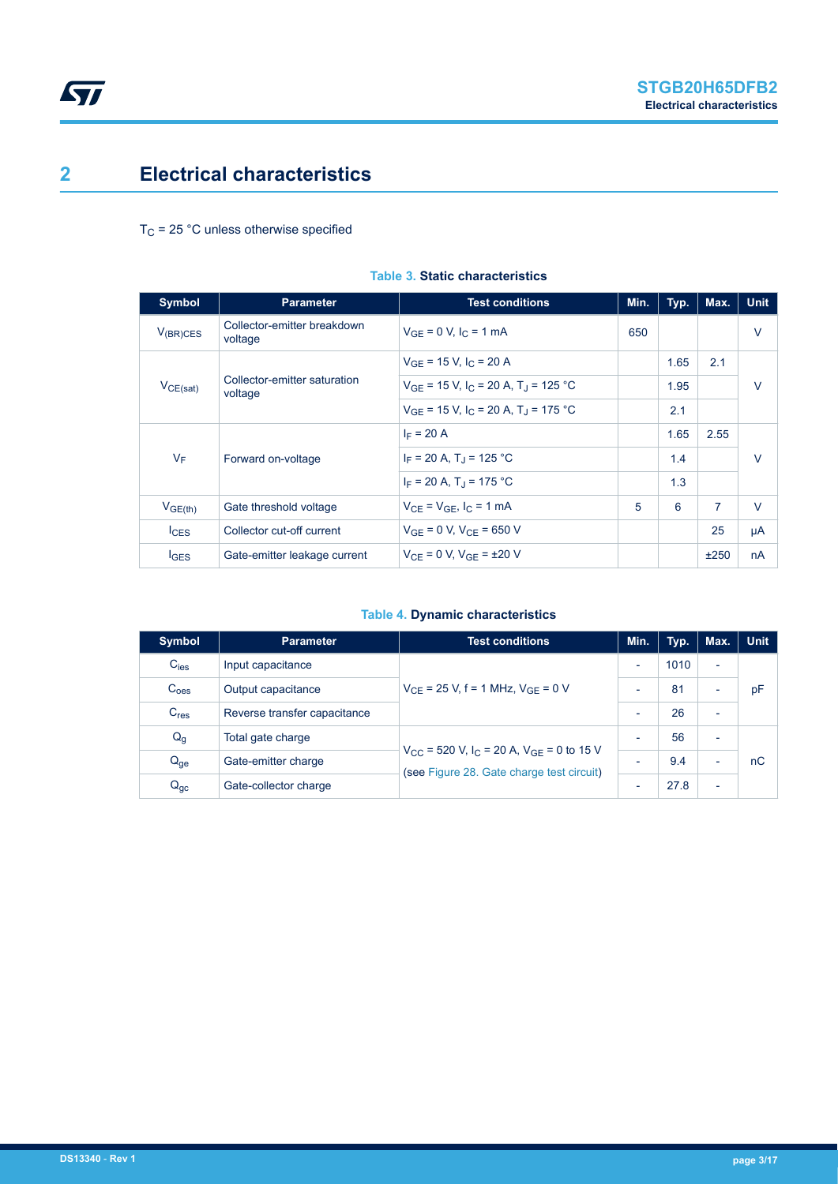## 2 Electrical characteristics

$T_C$ = 25 °C unless otherwise specified

**Table 3. Static characteristics**

| Symbol | Parameter | Test conditions | Min. | Typ. | Max. | Unit |
|---|---|---|---|---|---|---|
| $V_{(BR)CES}$ | Collector-emitter breakdown voltage | $V_{GE}$ = 0 V, $I_C$ = 1 mA | 650 | | | V |
| $V_{CE(sat)}$ | Collector-emitter saturation voltage | $V_{GE}$ = 15 V, $I_C$ = 20 A | | 1.65 | 2.1 | V |
| | | $V_{GE}$ = 15 V, $I_C$ = 20 A, $T_J$ = 125 °C | | 1.95 | | |
| | | $V_{GE}$ = 15 V, $I_C$ = 20 A, $T_J$ = 175 °C | | 2.1 | | |
| $V_F$ | Forward on-voltage | $I_F$ = 20 A | | 1.65 | 2.55 | V |
| | | $I_F$ = 20 A, $T_J$ = 125 °C | | 1.4 | | |
| | | $I_F$ = 20 A, $T_J$ = 175 °C | | 1.3 | | |
| $V_{GE(th)}$ | Gate threshold voltage | $V_{CE}$ = $V_{GE}$, $I_C$ = 1 mA | 5 | 6 | 7 | V |
| $I_{CES}$ | Collector cut-off current | $V_{GE}$ = 0 V, $V_{CE}$ = 650 V | | | 25 | µA |
| $I_{GES}$ | Gate-emitter leakage current | $V_{CE}$ = 0 V, $V_{GE}$ = ±20 V | | | ±250 | nA |

**Table 4. Dynamic characteristics**

| Symbol | Parameter | Test conditions | Min. | Typ. | Max. | Unit |
|---|---|---|---|---|---|---|
| $C_{ies}$ | Input capacitance | $V_{CE}$ = 25 V, f = 1 MHz, $V_{GE}$ = 0 V | - | 1010 | - | pF |
| $C_{oes}$ | Output capacitance | | - | 81 | - | |
| $C_{res}$ | Reverse transfer capacitance | | - | 26 | - | |
| $Q_g$ | Total gate charge | $V_{CC}$ = 520 V, $I_C$ = 20 A, $V_{GE}$ = 0 to 15 V (see Figure 28. Gate charge test circuit) | - | 56 | - | nC |
| $Q_{ge}$ | Gate-emitter charge | | - | 9.4 | - | |
| $Q_{gc}$ | Gate-collector charge | | - | 27.8 | - | |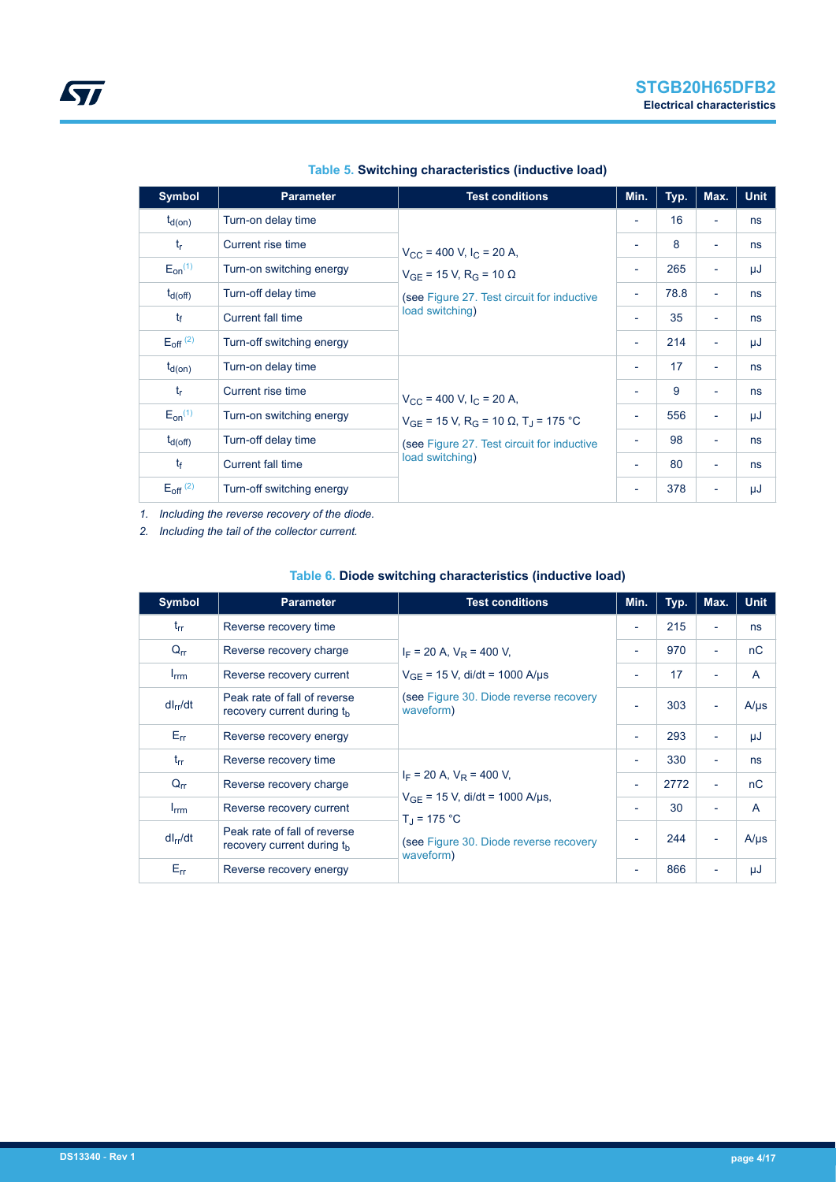**Table 5. Switching characteristics (inductive load)**

| Symbol | Parameter | Test conditions | Min. | Typ. | Max. | Unit |
|---|---|---|---|---|---|---|
| $t_{d(on)}$ | Turn-on delay time | $V_{CC}$ = 400 V, $I_C$ = 20 A, $V_{GE}$ = 15 V, $R_G$ = 10 Ω (see Figure 27. Test circuit for inductive load switching) | - | 16 | - | ns |
| $t_r$ | Current rise time | | - | 8 | - | ns |
| $E_{on}$ (1) | Turn-on switching energy | | - | 265 | - | μJ |
| $t_{d(off)}$ | Turn-off delay time | | - | 78.8 | - | ns |
| $t_f$ | Current fall time | | - | 35 | - | ns |
| $E_{off}$ (2) | Turn-off switching energy | | - | 214 | - | μJ |
| $t_{d(on)}$ | Turn-on delay time | $V_{CC}$ = 400 V, $I_C$ = 20 A, $V_{GE}$ = 15 V, $R_G$ = 10 Ω, $T_J$ = 175 °C (see Figure 27. Test circuit for inductive load switching) | - | 17 | - | ns |
| $t_r$ | Current rise time | | - | 9 | - | ns |
| $E_{on}$ (1) | Turn-on switching energy | | - | 556 | - | μJ |
| $t_{d(off)}$ | Turn-off delay time | | - | 98 | - | ns |
| $t_f$ | Current fall time | | - | 80 | - | ns |
| $E_{off}$ (2) | Turn-off switching energy | | - | 378 | - | μJ |

*1. Including the reverse recovery of the diode.*

*2. Including the tail of the collector current.*

**Table 6. Diode switching characteristics (inductive load)**

| Symbol | Parameter | Test conditions | Min. | Typ. | Max. | Unit |
|---|---|---|---|---|---|---|
| $t_{rr}$ | Reverse recovery time | $I_F$ = 20 A, $V_R$ = 400 V, $V_{GE}$ = 15 V, di/dt = 1000 A/μs (see Figure 30. Diode reverse recovery waveform) | - | 215 | - | ns |
| $Q_{rr}$ | Reverse recovery charge | | - | 970 | - | nC |
| $I_{rrm}$ | Reverse recovery current | | - | 17 | - | A |
| $dI_{rr}/dt$ | Peak rate of fall of reverse recovery current during $t_b$ | | - | 303 | - | A/μs |
| $E_{rr}$ | Reverse recovery energy | | - | 293 | - | μJ |
| $t_{rr}$ | Reverse recovery time | $I_F$ = 20 A, $V_R$ = 400 V, $V_{GE}$ = 15 V, di/dt = 1000 A/μs, $T_J$ = 175 °C (see Figure 30. Diode reverse recovery waveform) | - | 330 | - | ns |
| $Q_{rr}$ | Reverse recovery charge | | - | 2772 | - | nC |
| $I_{rrm}$ | Reverse recovery current | | - | 30 | - | A |
| $dI_{rr}/dt$ | Peak rate of fall of reverse recovery current during $t_b$ | | - | 244 | - | A/μs |
| $E_{rr}$ | Reverse recovery energy | | - | 866 | - | μJ |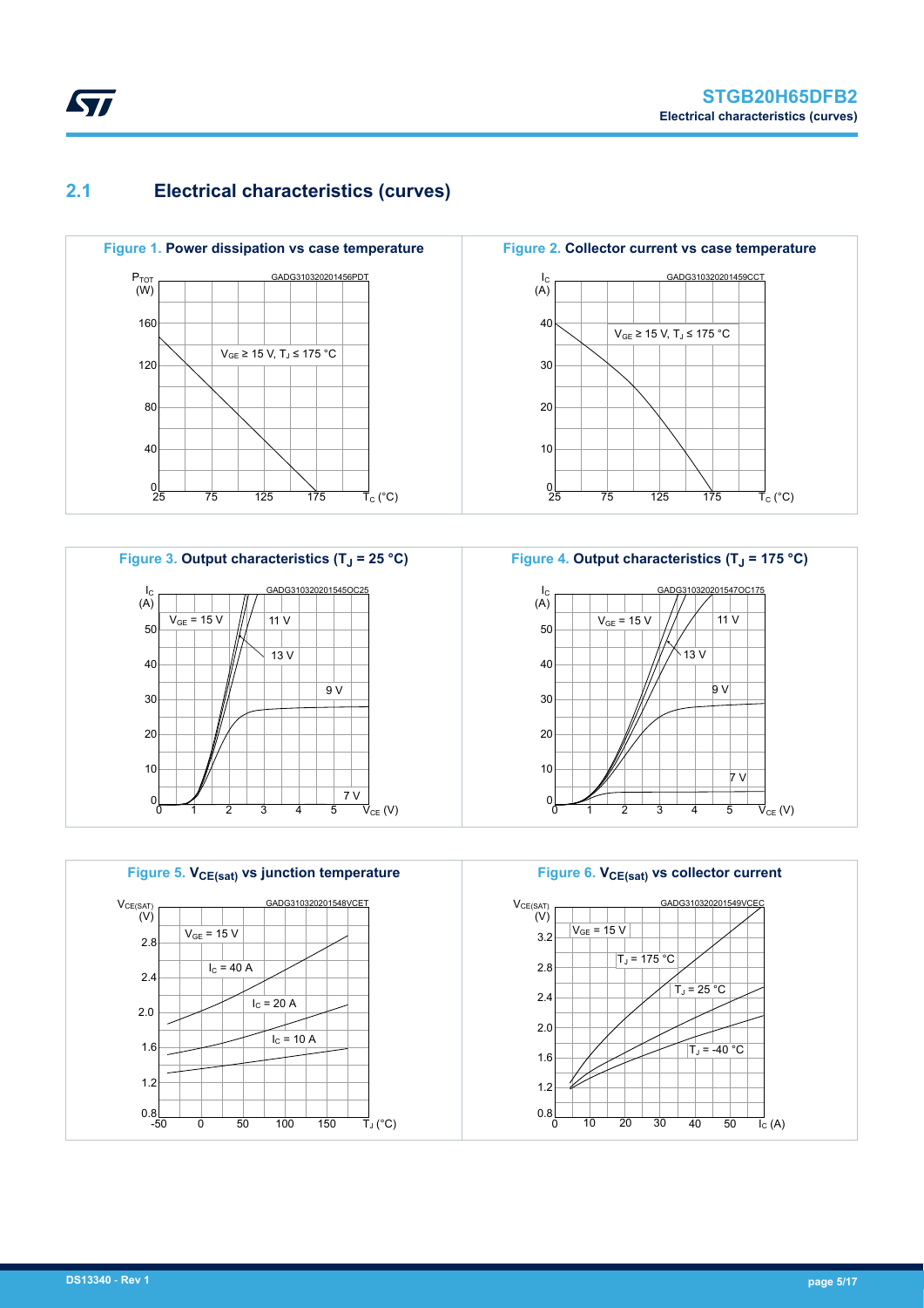## 2.1 Electrical characteristics (curves)

**Figure 1.** Power dissipation vs case temperature

**Figure 2.** Collector current vs case temperature

**Figure 3.** Output characteristics ($T_J$ = 25 °C)

**Figure 4.** Output characteristics ($T_J$ = 175 °C)

**Figure 5.** $V_{CE(sat)}$ vs junction temperature

**Figure 6.** $V_{CE(sat)}$ vs collector current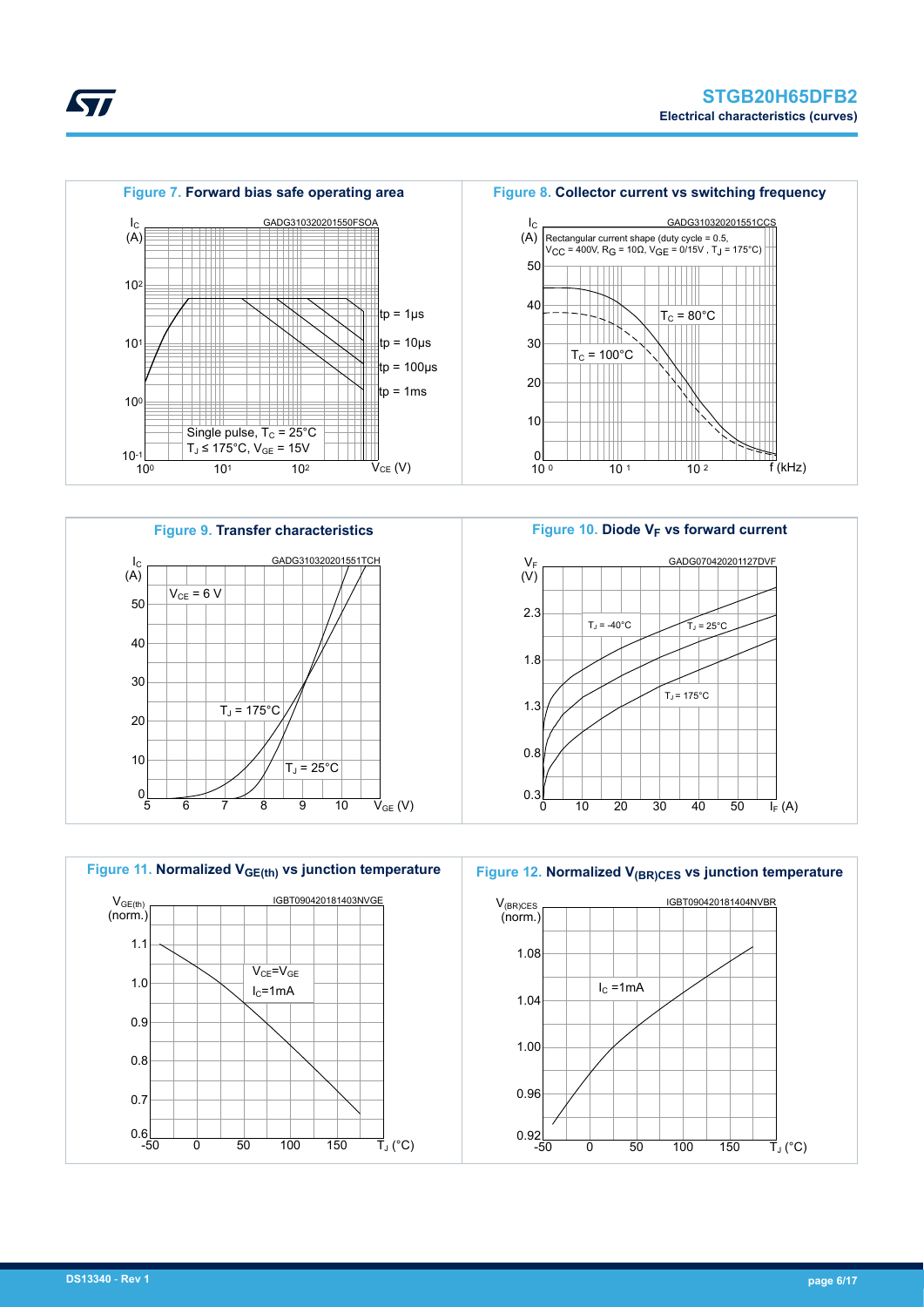**Figure 7. Forward bias safe operating area**

GADG310320201550FSOA

$I_C$ (A)

Single pulse, $T_C$ = 25°C
$T_J$ ≤ 175°C, $V_{GE}$ = 15V

tp = 1µs
tp = 10µs
tp = 100µs
tp = 1ms

$V_{CE}$ (V)

**Figure 8. Collector current vs switching frequency**

GADG310320201551CCS

$I_C$ (A)

Rectangular current shape (duty cycle = 0.5, $V_{CC}$ = 400V, $R_G$ = 10Ω, $V_{GE}$ = 0/15V , $T_J$ = 175°C)

$T_C$ = 80°C
$T_C$ = 100°C

f (kHz)

**Figure 9. Transfer characteristics**

GADG310320201551TCH

$I_C$ (A)

$V_{CE}$ = 6 V

$T_J$ = 175°C
$T_J$ = 25°C

$V_{GE}$ (V)

**Figure 10. Diode $V_F$ vs forward current**

GADG070420201127DVF

$V_F$ (V)

$T_J$ = -40°C
$T_J$ = 25°C
$T_J$ = 175°C

$I_F$ (A)

**Figure 11. Normalized $V_{GE(th)}$ vs junction temperature**

IGBT090420181403NVGE

$V_{GE(th)}$ (norm.)

$V_{CE}$=$V_{GE}$
$I_C$=1mA

$T_J$ (°C)

**Figure 12. Normalized $V_{(BR)CES}$ vs junction temperature**

IGBT090420181404NVBR

$V_{(BR)CES}$ (norm.)

$I_C$ =1mA

$T_J$ (°C)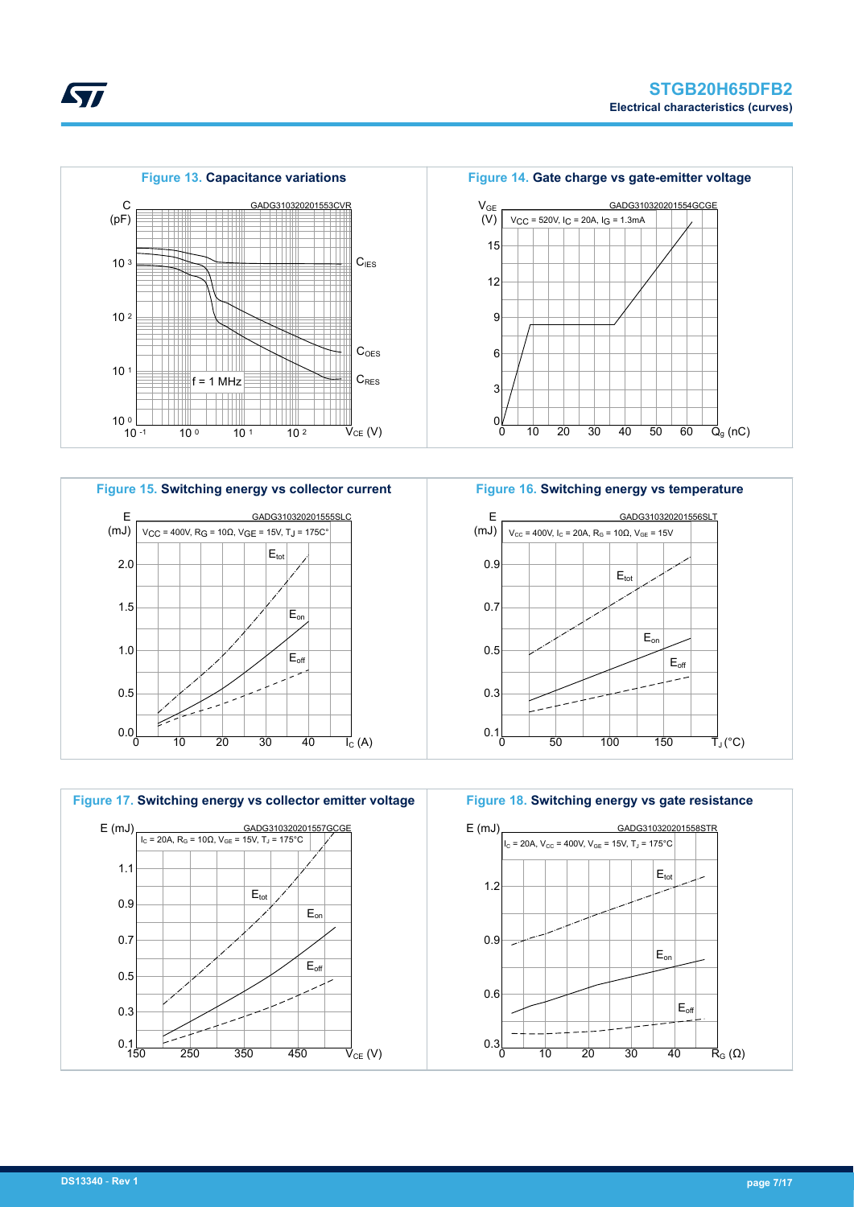**Figure 13.** Capacitance variations

GADG310320201553CVR

C (pF)

$C_{IES}$, $C_{OES}$, $C_{RES}$

f = 1 MHz

$V_{CE}$ (V)

**Figure 14.** Gate charge vs gate-emitter voltage

GADG310320201554GCGE

$V_{CC}$ = 520V, $I_C$ = 20A, $I_G$ = 1.3mA

$V_{GE}$ (V)

$Q_g$ (nC)

**Figure 15.** Switching energy vs collector current

GADG310320201555SLC

$V_{CC}$ = 400V, $R_G$ = 10Ω, $V_{GE}$ = 15V, $T_J$ = 175C°

E (mJ)

$E_{tot}$, $E_{on}$, $E_{off}$

$I_C$ (A)

**Figure 16.** Switching energy vs temperature

GADG310320201556SLT

$V_{CC}$ = 400V, $I_C$ = 20A, $R_G$ = 10Ω, $V_{GE}$ = 15V

E (mJ)

$E_{tot}$, $E_{on}$, $E_{off}$

$T_J$ (°C)

**Figure 17.** Switching energy vs collector emitter voltage

GADG310320201557GCGE

$I_C$ = 20A, $R_G$ = 10Ω, $V_{GE}$ = 15V, $T_J$ = 175°C

E (mJ)

$E_{tot}$, $E_{on}$, $E_{off}$

$V_{CE}$ (V)

**Figure 18.** Switching energy vs gate resistance

GADG310320201558STR

$I_C$ = 20A, $V_{CC}$ = 400V, $V_{GE}$ = 15V, $T_J$ = 175°C

E (mJ)

$E_{tot}$, $E_{on}$, $E_{off}$

$R_G$ (Ω)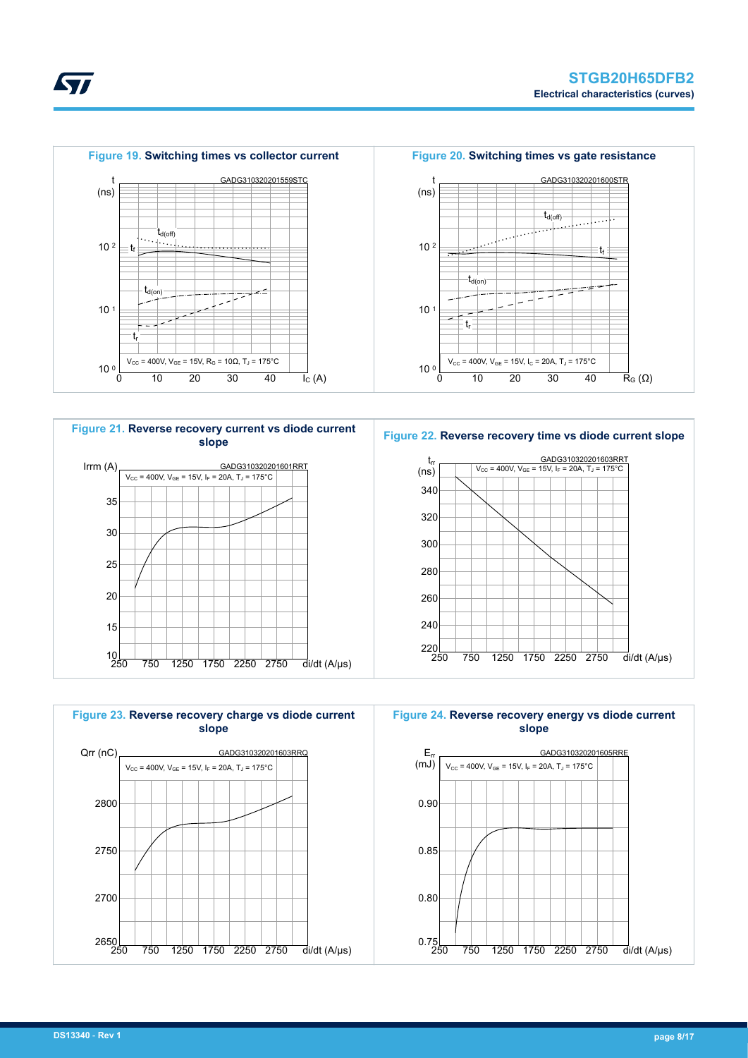**Figure 19. Switching times vs collector current**

GADG310320201559STC

$V_{CC}$ = 400V, $V_{GE}$ = 15V, $R_G$ = 10Ω, $T_J$ = 175°C

**Figure 20. Switching times vs gate resistance**

GADG310320201600STR

$V_{CC}$ = 400V, $V_{GE}$ = 15V, $I_C$ = 20A, $T_J$ = 175°C

**Figure 21. Reverse recovery current vs diode current slope**

GADG310320201601RRT

$V_{CC}$ = 400V, $V_{GE}$ = 15V, $I_F$ = 20A, $T_J$ = 175°C

**Figure 22. Reverse recovery time vs diode current slope**

GADG310320201603RRT

$V_{CC}$ = 400V, $V_{GE}$ = 15V, $I_F$ = 20A, $T_J$ = 175°C

**Figure 23. Reverse recovery charge vs diode current slope**

GADG310320201603RRQ

$V_{CC}$ = 400V, $V_{GE}$ = 15V, $I_F$ = 20A, $T_J$ = 175°C

**Figure 24. Reverse recovery energy vs diode current slope**

GADG310320201605RRE

$V_{CC}$ = 400V, $V_{GE}$ = 15V, $I_F$ = 20A, $T_J$ = 175°C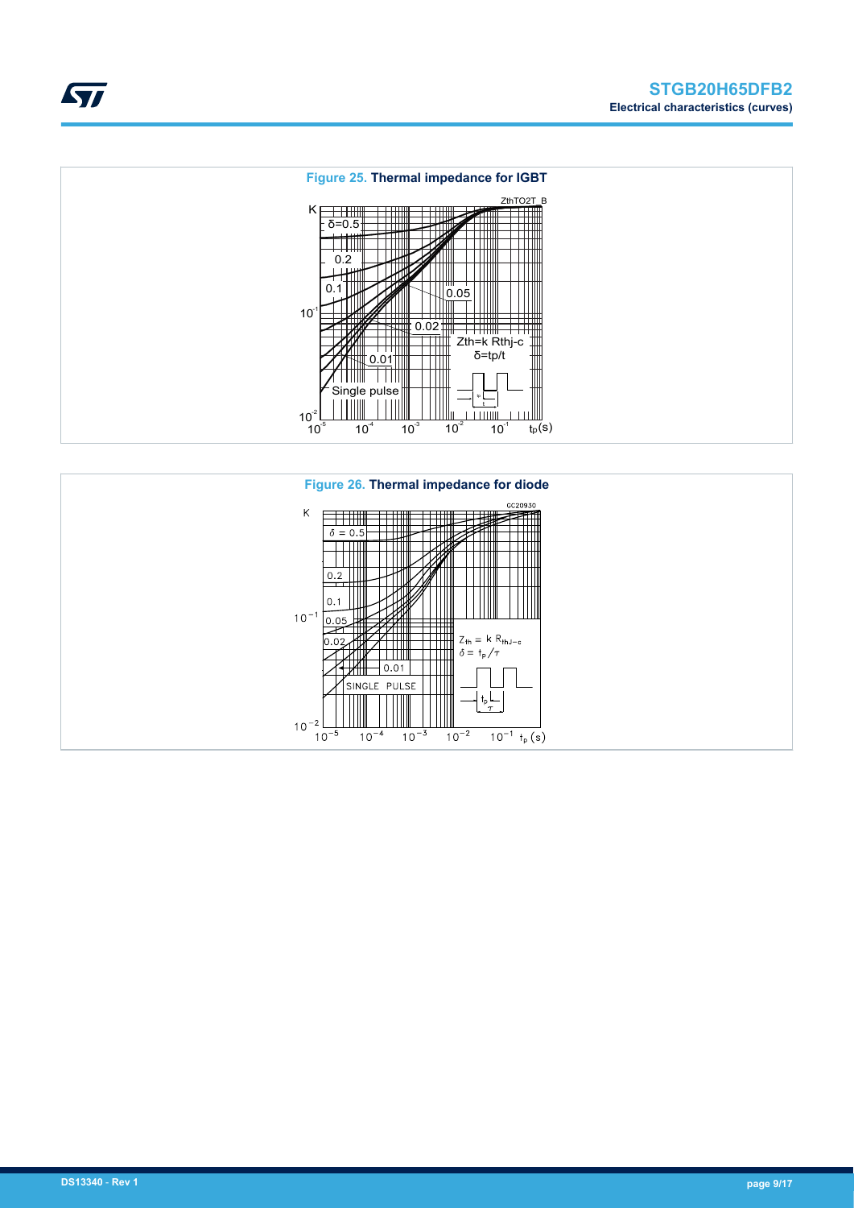Figure 25. Thermal impedance for IGBT

Figure 26. Thermal impedance for diode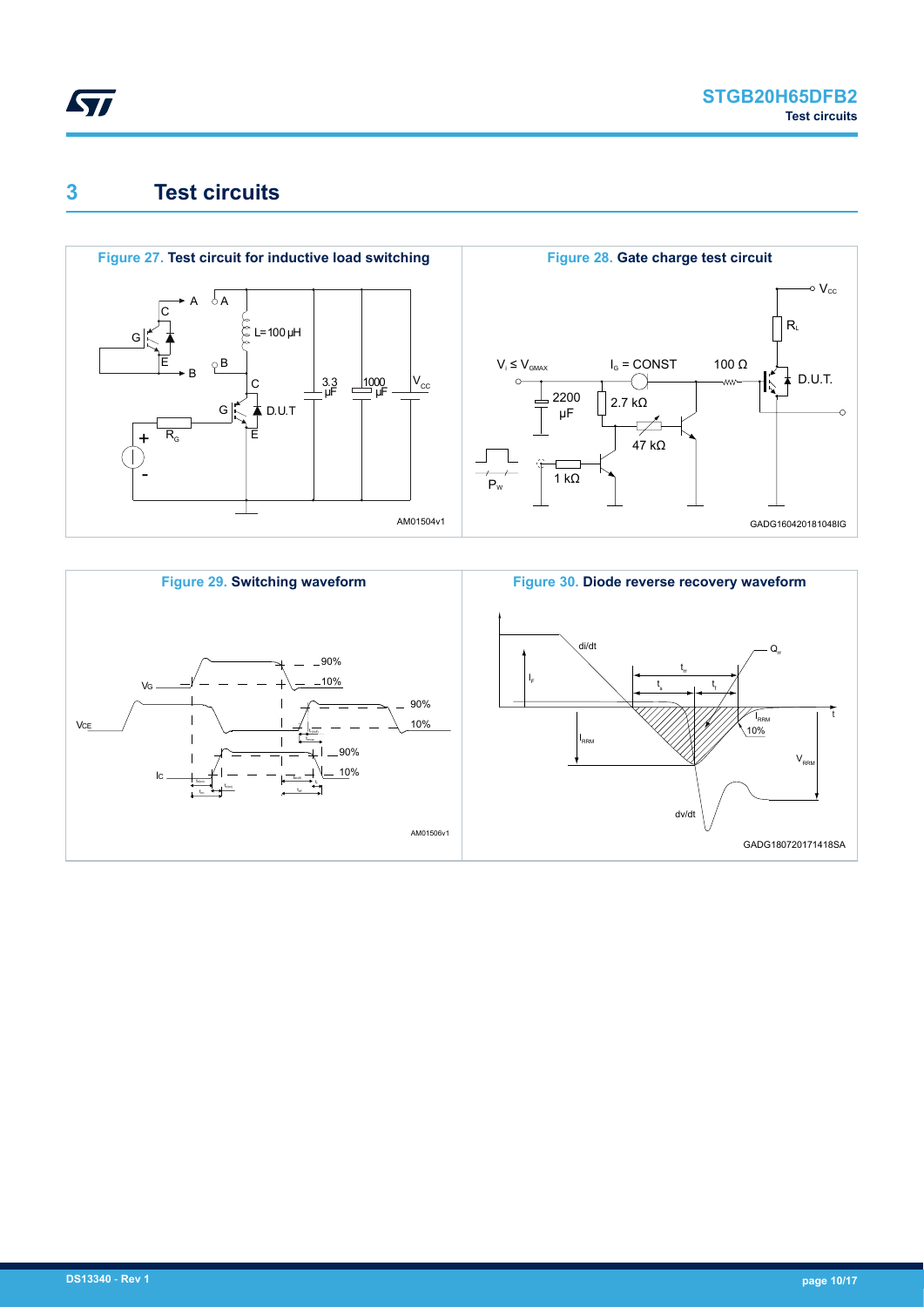# 3 Test circuits

**Figure 27. Test circuit for inductive load switching**

**Figure 28. Gate charge test circuit**

**Figure 29. Switching waveform**

**Figure 30. Diode reverse recovery waveform**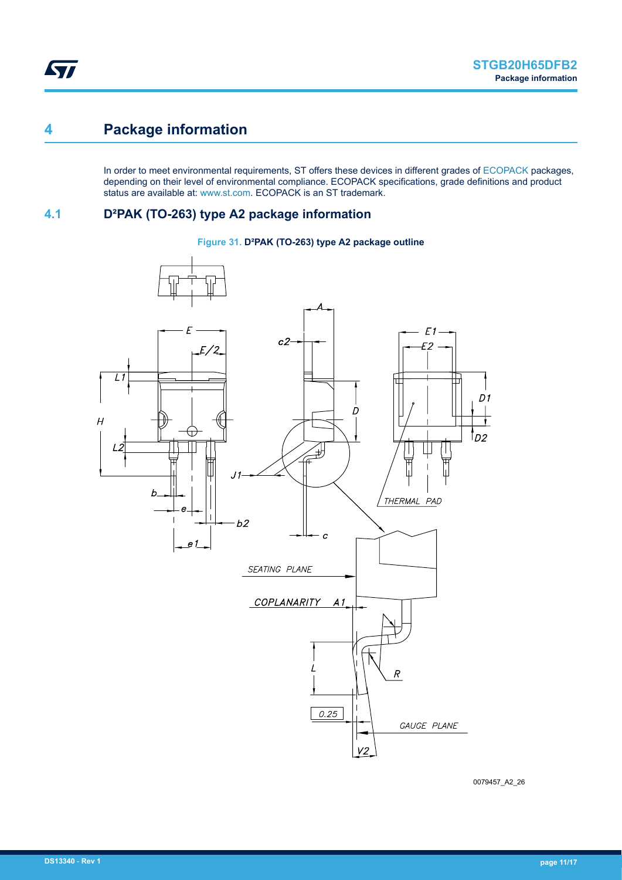# 4 Package information

In order to meet environmental requirements, ST offers these devices in different grades of ECOPACK packages, depending on their level of environmental compliance. ECOPACK specifications, grade definitions and product status are available at: www.st.com. ECOPACK is an ST trademark.

## 4.1 D²PAK (TO-263) type A2 package information

**Figure 31. D²PAK (TO-263) type A2 package outline**

0079457_A2_26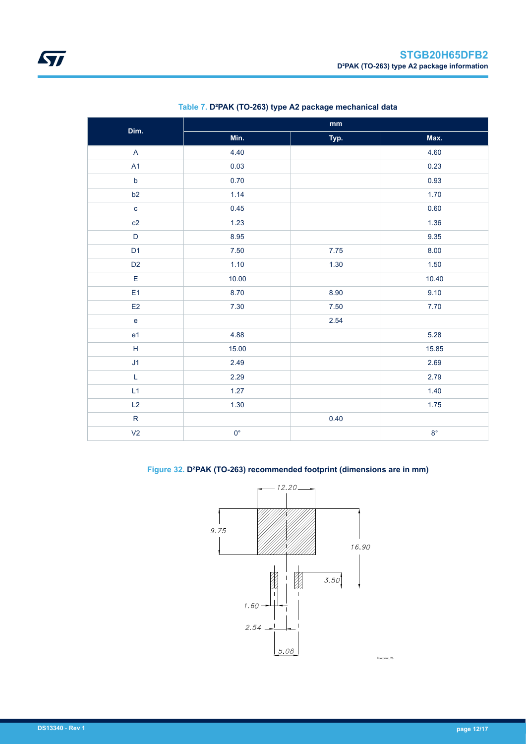Table 7. D²PAK (TO-263) type A2 package mechanical data

| Dim. | mm | | |
|---|---|---|---|
| | Min. | Typ. | Max. |
| A | 4.40 | | 4.60 |
| A1 | 0.03 | | 0.23 |
| b | 0.70 | | 0.93 |
| b2 | 1.14 | | 1.70 |
| c | 0.45 | | 0.60 |
| c2 | 1.23 | | 1.36 |
| D | 8.95 | | 9.35 |
| D1 | 7.50 | 7.75 | 8.00 |
| D2 | 1.10 | 1.30 | 1.50 |
| E | 10.00 | | 10.40 |
| E1 | 8.70 | 8.90 | 9.10 |
| E2 | 7.30 | 7.50 | 7.70 |
| e | | 2.54 | |
| e1 | 4.88 | | 5.28 |
| H | 15.00 | | 15.85 |
| J1 | 2.49 | | 2.69 |
| L | 2.29 | | 2.79 |
| L1 | 1.27 | | 1.40 |
| L2 | 1.30 | | 1.75 |
| R | | 0.40 | |
| V2 | 0° | | 8° |

Figure 32. D²PAK (TO-263) recommended footprint (dimensions are in mm)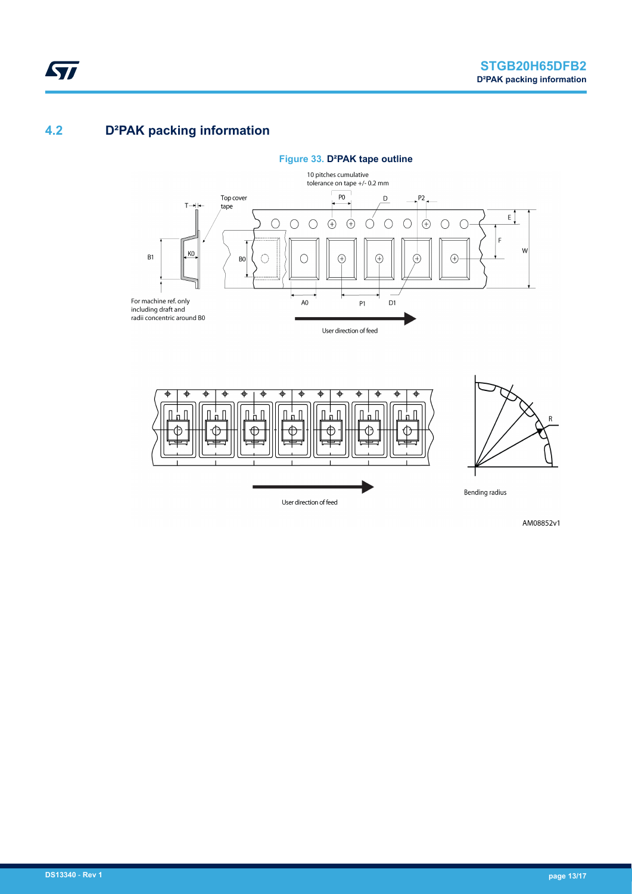## 4.2 D²PAK packing information

**Figure 33. D²PAK tape outline**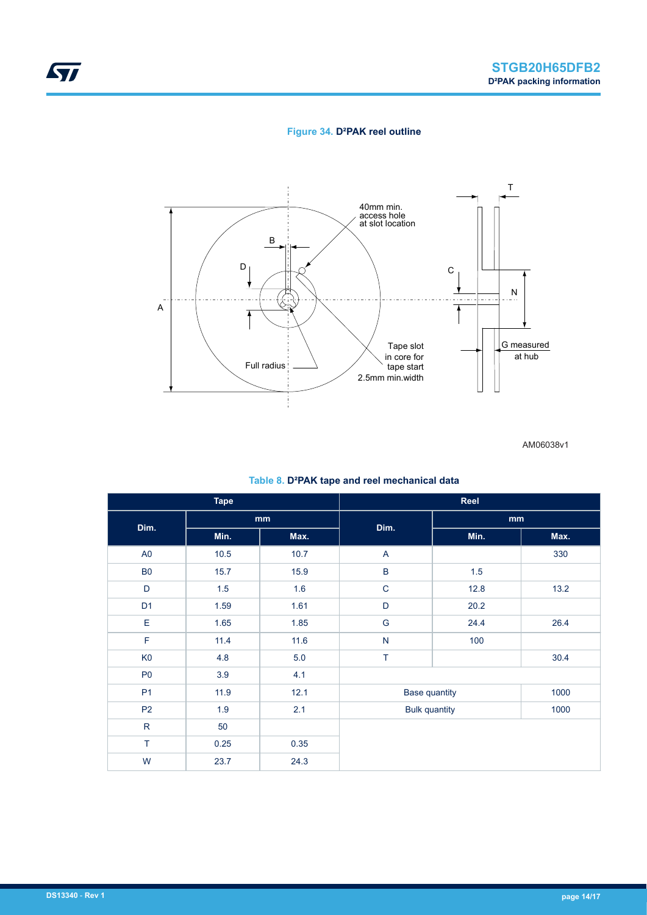**Figure 34. D²PAK reel outline**

40mm min. access hole at slot location

B

D

C

T

N

A

G measured at hub

Full radius

Tape slot in core for tape start 2.5mm min.width

AM06038v1

**Table 8. D²PAK tape and reel mechanical data**

| Tape | | | Reel | | |
|---|---|---|---|---|---|
| Dim. | mm | | Dim. | mm | |
| | Min. | Max. | | Min. | Max. |
| A0 | 10.5 | 10.7 | A | | 330 |
| B0 | 15.7 | 15.9 | B | 1.5 | |
| D | 1.5 | 1.6 | C | 12.8 | 13.2 |
| D1 | 1.59 | 1.61 | D | 20.2 | |
| E | 1.65 | 1.85 | G | 24.4 | 26.4 |
| F | 11.4 | 11.6 | N | 100 | |
| K0 | 4.8 | 5.0 | T | | 30.4 |
| P0 | 3.9 | 4.1 | | | |
| P1 | 11.9 | 12.1 | Base quantity | | 1000 |
| P2 | 1.9 | 2.1 | Bulk quantity | | 1000 |
| R | 50 | | | | |
| T | 0.25 | 0.35 | | | |
| W | 23.7 | 24.3 | | | |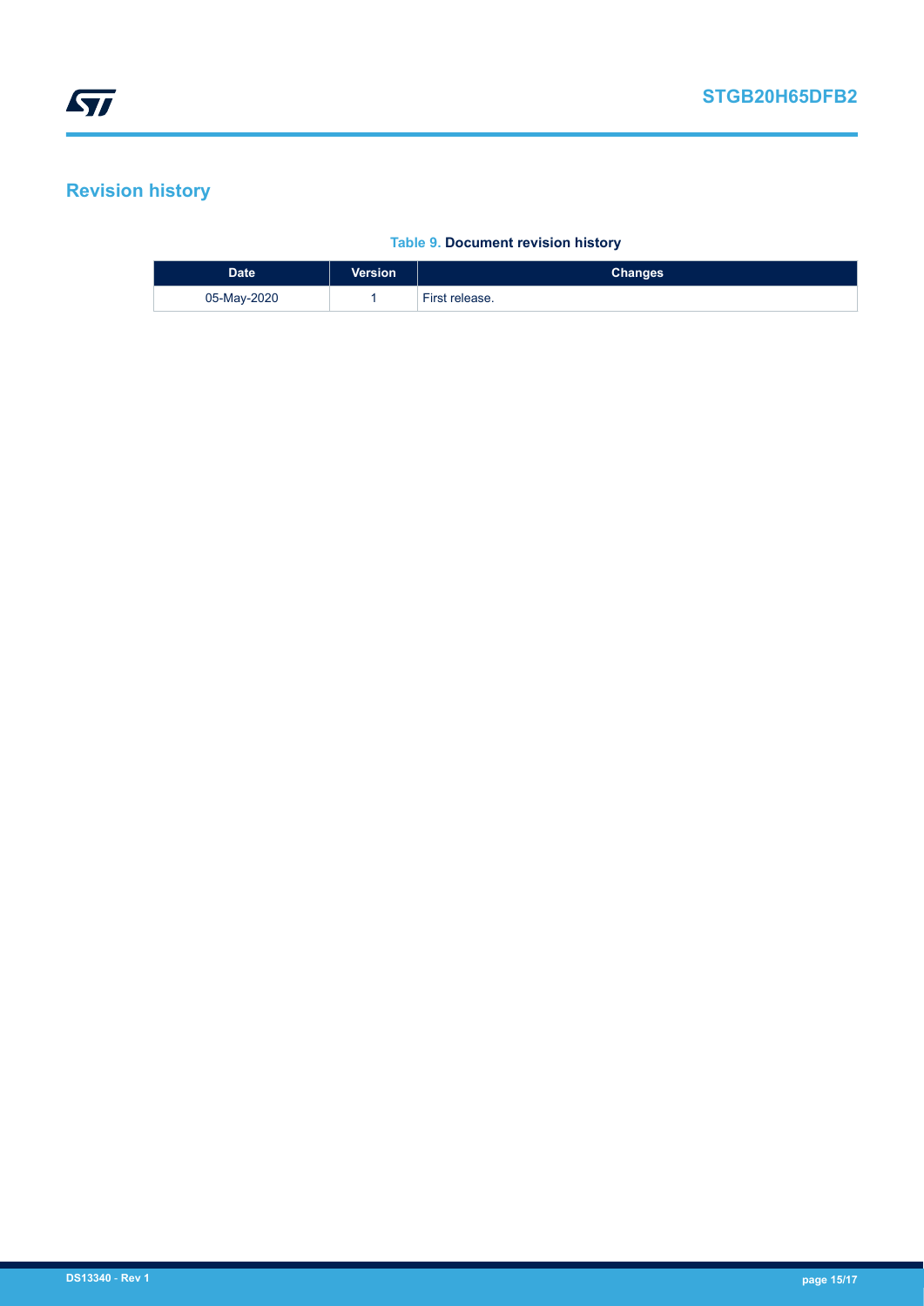## Revision history

**Table 9. Document revision history**

| Date | Version | Changes |
|---|---|---|
| 05-May-2020 | 1 | First release. |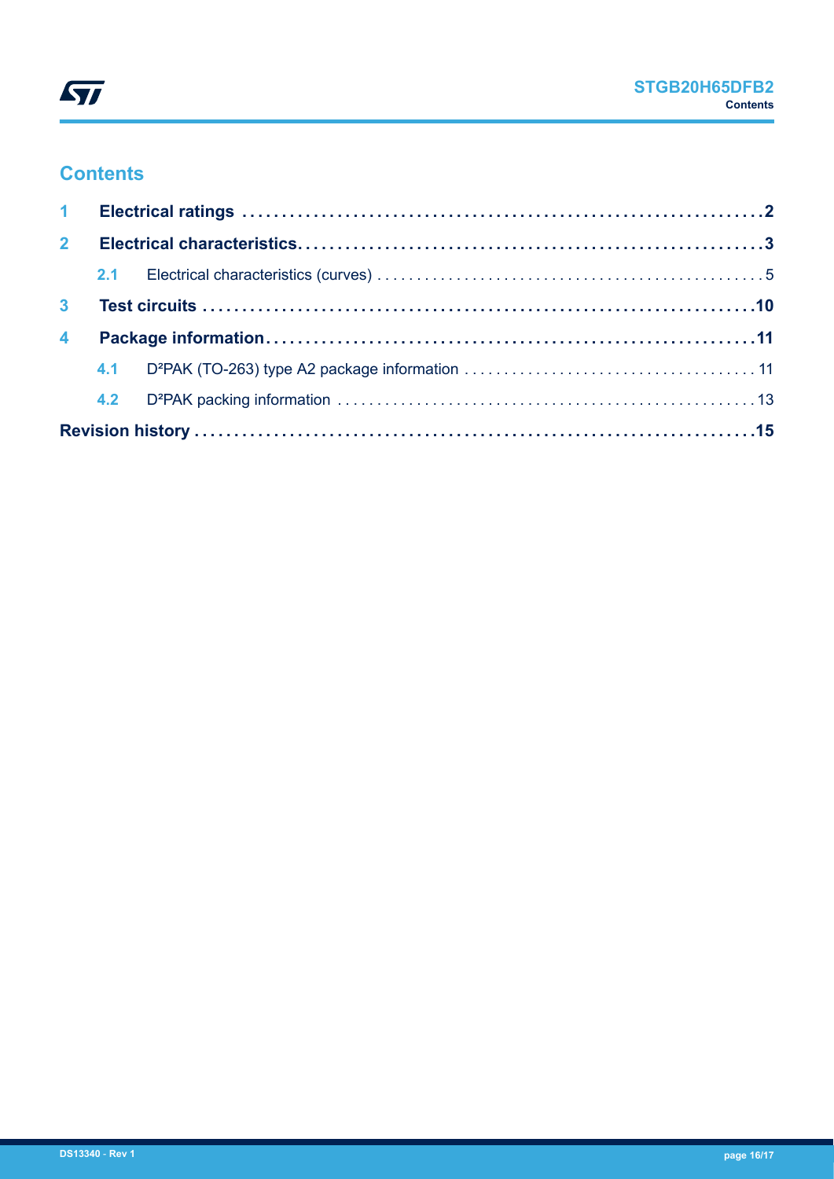# Contents

| | | |
|---|---|---|
| **1** | **Electrical ratings** | **2** |
| **2** | **Electrical characteristics** | **3** |
| 2.1 | Electrical characteristics (curves) | 5 |
| **3** | **Test circuits** | **10** |
| **4** | **Package information** | **11** |
| 4.1 | D²PAK (TO-263) type A2 package information | 11 |
| 4.2 | D²PAK packing information | 13 |
| **Revision history** | | **15** |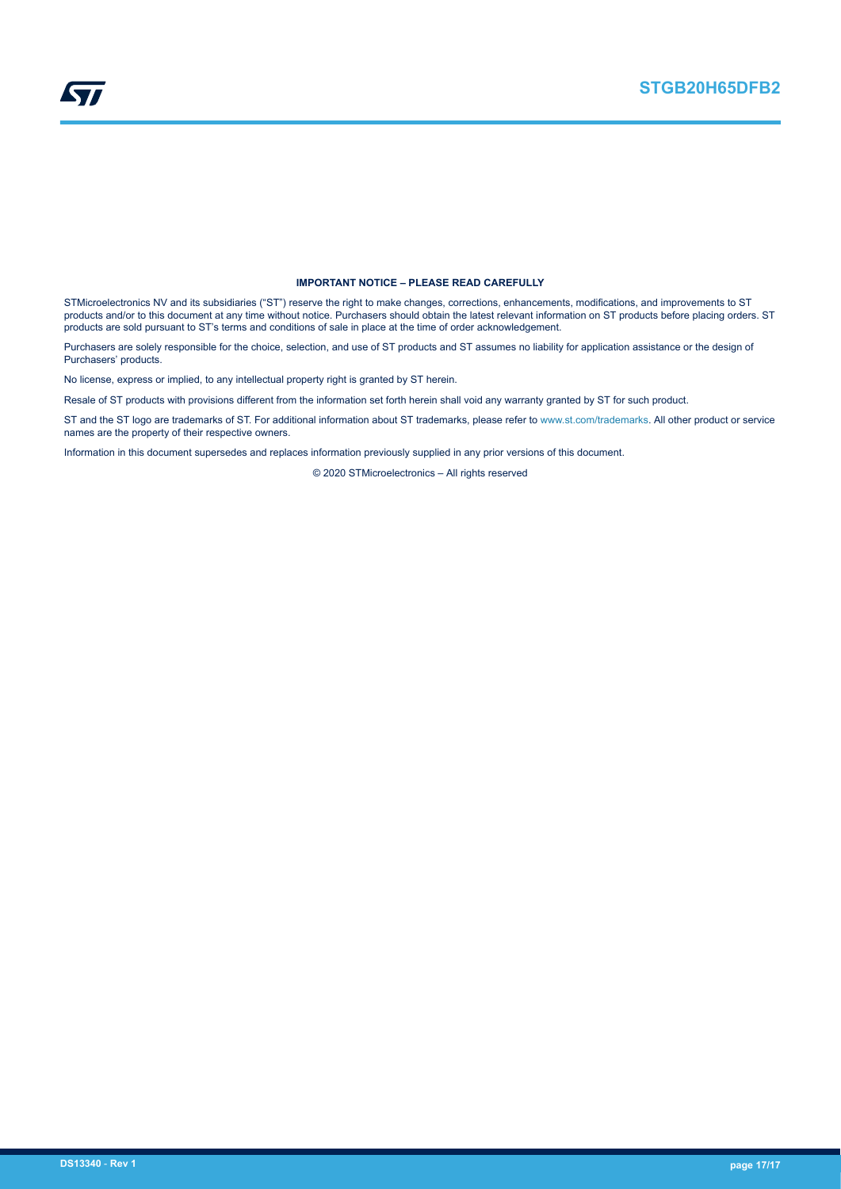**IMPORTANT NOTICE – PLEASE READ CAREFULLY**

STMicroelectronics NV and its subsidiaries ("ST") reserve the right to make changes, corrections, enhancements, modifications, and improvements to ST products and/or to this document at any time without notice. Purchasers should obtain the latest relevant information on ST products before placing orders. ST products are sold pursuant to ST's terms and conditions of sale in place at the time of order acknowledgement.

Purchasers are solely responsible for the choice, selection, and use of ST products and ST assumes no liability for application assistance or the design of Purchasers' products.

No license, express or implied, to any intellectual property right is granted by ST herein.

Resale of ST products with provisions different from the information set forth herein shall void any warranty granted by ST for such product.

ST and the ST logo are trademarks of ST. For additional information about ST trademarks, please refer to www.st.com/trademarks. All other product or service names are the property of their respective owners.

Information in this document supersedes and replaces information previously supplied in any prior versions of this document.

© 2020 STMicroelectronics – All rights reserved